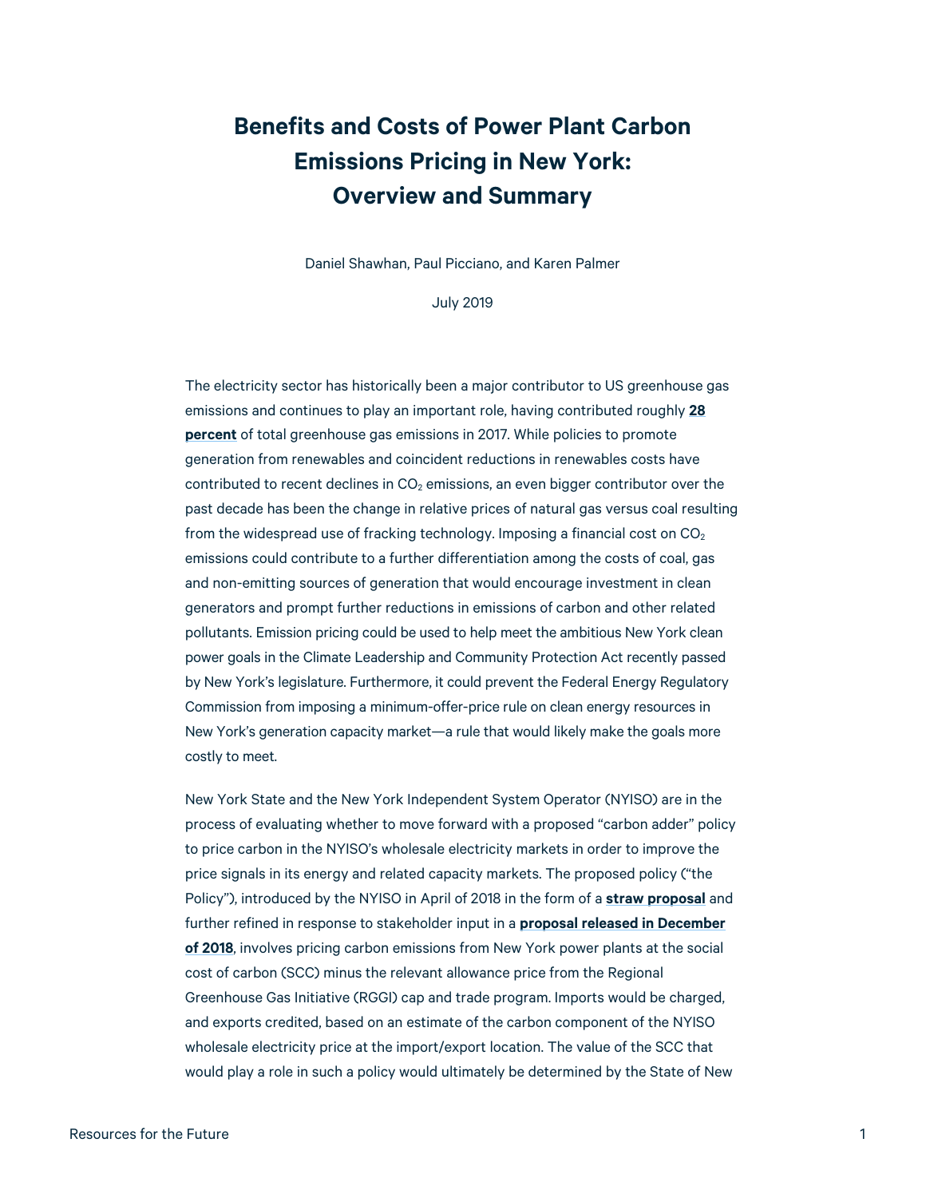# Benefits and Costs of Power Plant Carbon Emissions Pricing in New York: Overview and Summary

Daniel Shawhan, Paul Picciano, and Karen Palmer

July 2019

The electricity sector has historically been a major contributor to US greenhouse gas emissions and continues to play an important role, having contributed roughly **28 percent** of total greenhouse gas emissions in 2017. While policies to promote generation from renewables and coincident reductions in renewables costs have contributed to recent declines in $CO_2$ emissions, an even bigger contributor over the past decade has been the change in relative prices of natural gas versus coal resulting from the widespread use of fracking technology. Imposing a financial cost on $CO_2$ emissions could contribute to a further differentiation among the costs of coal, gas and non-emitting sources of generation that would encourage investment in clean generators and prompt further reductions in emissions of carbon and other related pollutants. Emission pricing could be used to help meet the ambitious New York clean power goals in the Climate Leadership and Community Protection Act recently passed by New York's legislature. Furthermore, it could prevent the Federal Energy Regulatory Commission from imposing a minimum-offer-price rule on clean energy resources in New York's generation capacity market—a rule that would likely make the goals more costly to meet.

New York State and the New York Independent System Operator (NYISO) are in the process of evaluating whether to move forward with a proposed "carbon adder" policy to price carbon in the NYISO's wholesale electricity markets in order to improve the price signals in its energy and related capacity markets. The proposed policy ("the Policy"), introduced by the NYISO in April of 2018 in the form of a **straw proposal** and further refined in response to stakeholder input in a **proposal released in December of 2018**, involves pricing carbon emissions from New York power plants at the social cost of carbon (SCC) minus the relevant allowance price from the Regional Greenhouse Gas Initiative (RGGI) cap and trade program. Imports would be charged, and exports credited, based on an estimate of the carbon component of the NYISO wholesale electricity price at the import/export location. The value of the SCC that would play a role in such a policy would ultimately be determined by the State of New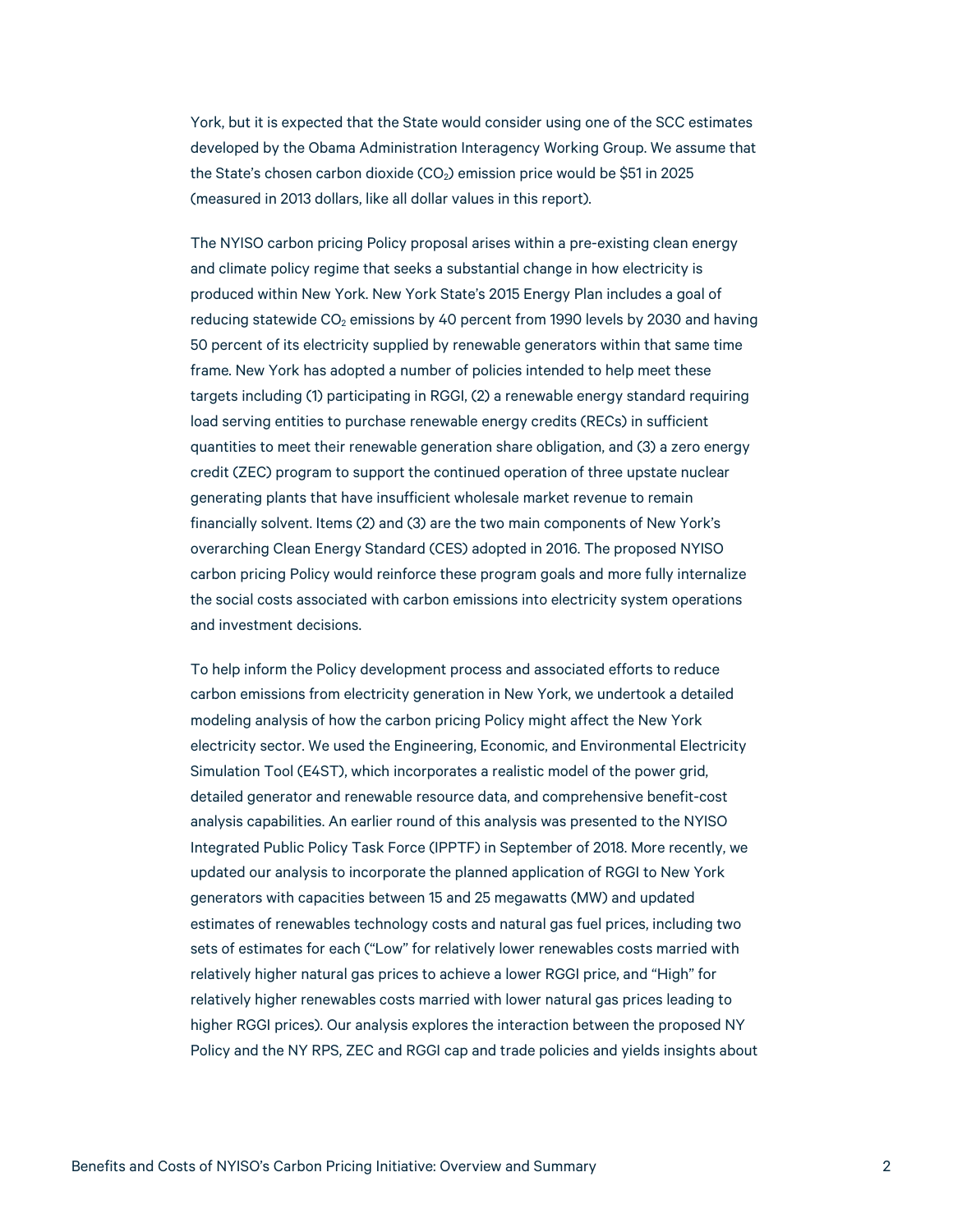York, but it is expected that the State would consider using one of the SCC estimates developed by the Obama Administration Interagency Working Group. We assume that the State's chosen carbon dioxide ($CO_2$) emission price would be $51 in 2025 (measured in 2013 dollars, like all dollar values in this report).

The NYISO carbon pricing Policy proposal arises within a pre-existing clean energy and climate policy regime that seeks a substantial change in how electricity is produced within New York. New York State's 2015 Energy Plan includes a goal of reducing statewide $CO_2$ emissions by 40 percent from 1990 levels by 2030 and having 50 percent of its electricity supplied by renewable generators within that same time frame. New York has adopted a number of policies intended to help meet these targets including (1) participating in RGGI, (2) a renewable energy standard requiring load serving entities to purchase renewable energy credits (RECs) in sufficient quantities to meet their renewable generation share obligation, and (3) a zero energy credit (ZEC) program to support the continued operation of three upstate nuclear generating plants that have insufficient wholesale market revenue to remain financially solvent. Items (2) and (3) are the two main components of New York's overarching Clean Energy Standard (CES) adopted in 2016. The proposed NYISO carbon pricing Policy would reinforce these program goals and more fully internalize the social costs associated with carbon emissions into electricity system operations and investment decisions.

To help inform the Policy development process and associated efforts to reduce carbon emissions from electricity generation in New York, we undertook a detailed modeling analysis of how the carbon pricing Policy might affect the New York electricity sector. We used the Engineering, Economic, and Environmental Electricity Simulation Tool (E4ST), which incorporates a realistic model of the power grid, detailed generator and renewable resource data, and comprehensive benefit-cost analysis capabilities. An earlier round of this analysis was presented to the NYISO Integrated Public Policy Task Force (IPPTF) in September of 2018. More recently, we updated our analysis to incorporate the planned application of RGGI to New York generators with capacities between 15 and 25 megawatts (MW) and updated estimates of renewables technology costs and natural gas fuel prices, including two sets of estimates for each ("Low" for relatively lower renewables costs married with relatively higher natural gas prices to achieve a lower RGGI price, and "High" for relatively higher renewables costs married with lower natural gas prices leading to higher RGGI prices). Our analysis explores the interaction between the proposed NY Policy and the NY RPS, ZEC and RGGI cap and trade policies and yields insights about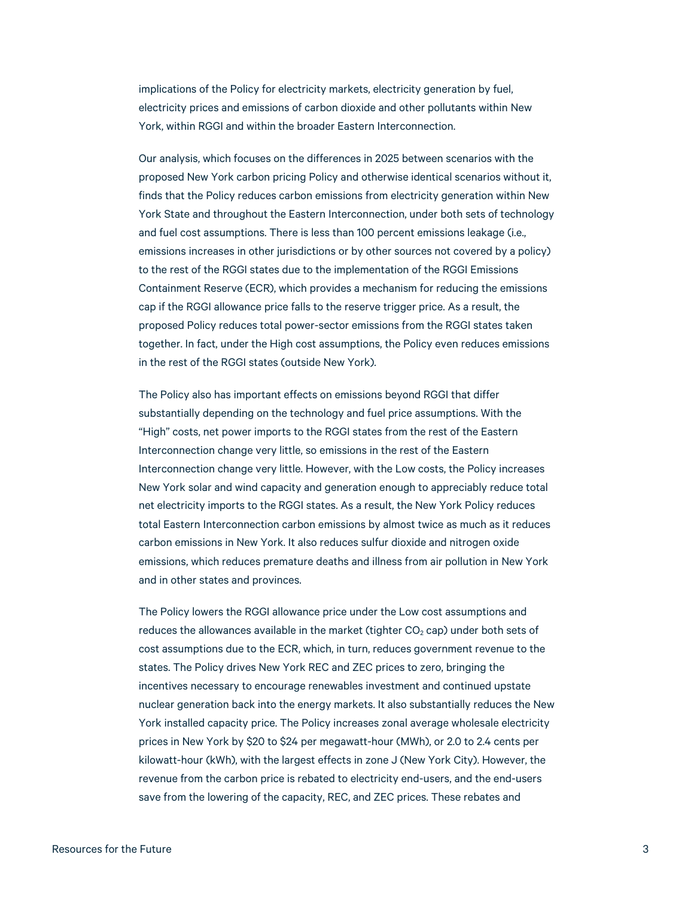implications of the Policy for electricity markets, electricity generation by fuel, electricity prices and emissions of carbon dioxide and other pollutants within New York, within RGGI and within the broader Eastern Interconnection.

Our analysis, which focuses on the differences in 2025 between scenarios with the proposed New York carbon pricing Policy and otherwise identical scenarios without it, finds that the Policy reduces carbon emissions from electricity generation within New York State and throughout the Eastern Interconnection, under both sets of technology and fuel cost assumptions. There is less than 100 percent emissions leakage (i.e., emissions increases in other jurisdictions or by other sources not covered by a policy) to the rest of the RGGI states due to the implementation of the RGGI Emissions Containment Reserve (ECR), which provides a mechanism for reducing the emissions cap if the RGGI allowance price falls to the reserve trigger price. As a result, the proposed Policy reduces total power-sector emissions from the RGGI states taken together. In fact, under the High cost assumptions, the Policy even reduces emissions in the rest of the RGGI states (outside New York).

The Policy also has important effects on emissions beyond RGGI that differ substantially depending on the technology and fuel price assumptions. With the "High" costs, net power imports to the RGGI states from the rest of the Eastern Interconnection change very little, so emissions in the rest of the Eastern Interconnection change very little. However, with the Low costs, the Policy increases New York solar and wind capacity and generation enough to appreciably reduce total net electricity imports to the RGGI states. As a result, the New York Policy reduces total Eastern Interconnection carbon emissions by almost twice as much as it reduces carbon emissions in New York. It also reduces sulfur dioxide and nitrogen oxide emissions, which reduces premature deaths and illness from air pollution in New York and in other states and provinces.

The Policy lowers the RGGI allowance price under the Low cost assumptions and reduces the allowances available in the market (tighter $CO_2$ cap) under both sets of cost assumptions due to the ECR, which, in turn, reduces government revenue to the states. The Policy drives New York REC and ZEC prices to zero, bringing the incentives necessary to encourage renewables investment and continued upstate nuclear generation back into the energy markets. It also substantially reduces the New York installed capacity price. The Policy increases zonal average wholesale electricity prices in New York by $20 to $24 per megawatt-hour (MWh), or 2.0 to 2.4 cents per kilowatt-hour (kWh), with the largest effects in zone J (New York City). However, the revenue from the carbon price is rebated to electricity end-users, and the end-users save from the lowering of the capacity, REC, and ZEC prices. These rebates and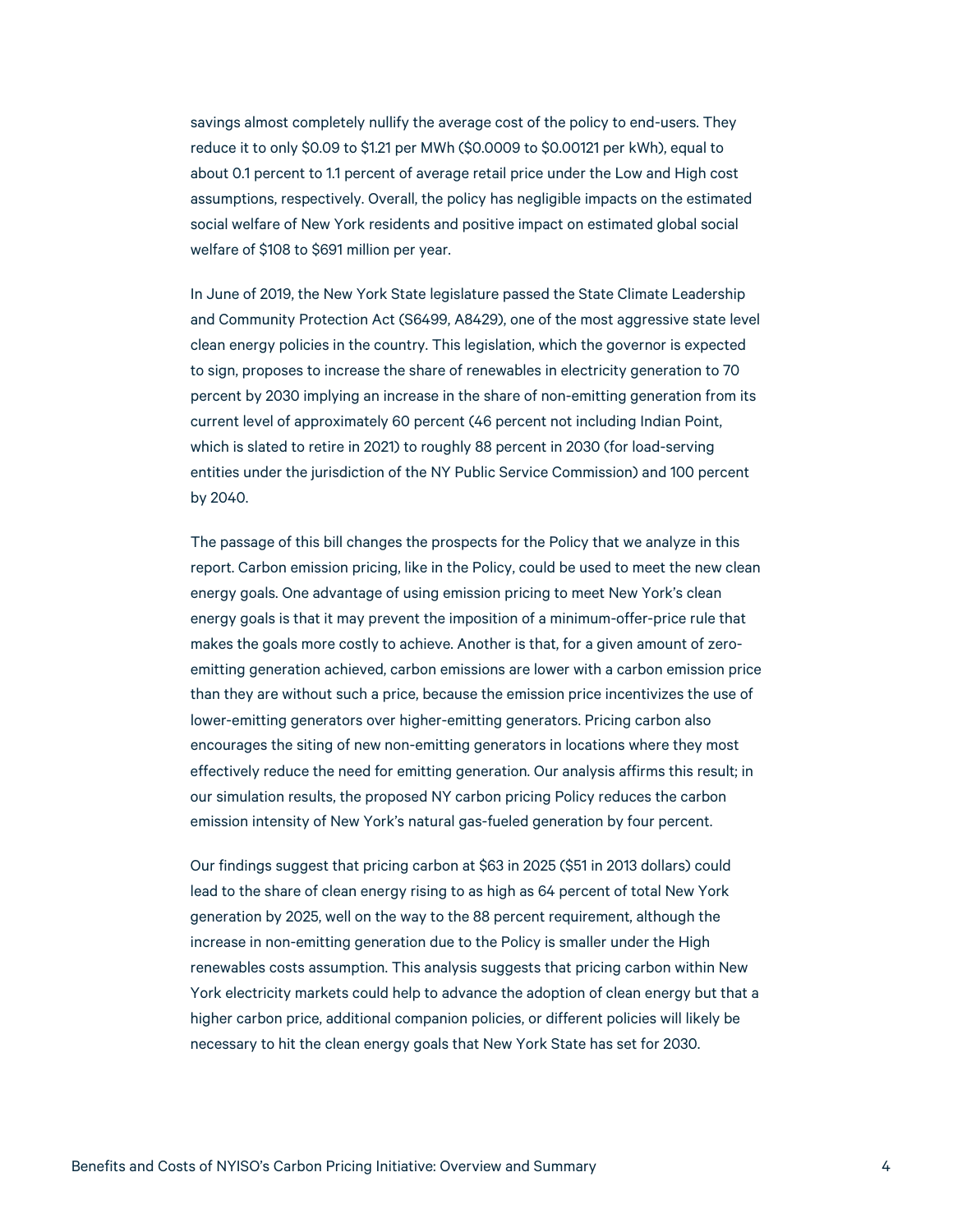savings almost completely nullify the average cost of the policy to end-users. They reduce it to only $0.09 to $1.21 per MWh ($0.0009 to $0.00121 per kWh), equal to about 0.1 percent to 1.1 percent of average retail price under the Low and High cost assumptions, respectively. Overall, the policy has negligible impacts on the estimated social welfare of New York residents and positive impact on estimated global social welfare of $108 to $691 million per year.

In June of 2019, the New York State legislature passed the State Climate Leadership and Community Protection Act (S6499, A8429), one of the most aggressive state level clean energy policies in the country. This legislation, which the governor is expected to sign, proposes to increase the share of renewables in electricity generation to 70 percent by 2030 implying an increase in the share of non-emitting generation from its current level of approximately 60 percent (46 percent not including Indian Point, which is slated to retire in 2021) to roughly 88 percent in 2030 (for load-serving entities under the jurisdiction of the NY Public Service Commission) and 100 percent by 2040.

The passage of this bill changes the prospects for the Policy that we analyze in this report. Carbon emission pricing, like in the Policy, could be used to meet the new clean energy goals. One advantage of using emission pricing to meet New York's clean energy goals is that it may prevent the imposition of a minimum-offer-price rule that makes the goals more costly to achieve. Another is that, for a given amount of zero-emitting generation achieved, carbon emissions are lower with a carbon emission price than they are without such a price, because the emission price incentivizes the use of lower-emitting generators over higher-emitting generators. Pricing carbon also encourages the siting of new non-emitting generators in locations where they most effectively reduce the need for emitting generation. Our analysis affirms this result; in our simulation results, the proposed NY carbon pricing Policy reduces the carbon emission intensity of New York's natural gas-fueled generation by four percent.

Our findings suggest that pricing carbon at $63 in 2025 ($51 in 2013 dollars) could lead to the share of clean energy rising to as high as 64 percent of total New York generation by 2025, well on the way to the 88 percent requirement, although the increase in non-emitting generation due to the Policy is smaller under the High renewables costs assumption. This analysis suggests that pricing carbon within New York electricity markets could help to advance the adoption of clean energy but that a higher carbon price, additional companion policies, or different policies will likely be necessary to hit the clean energy goals that New York State has set for 2030.